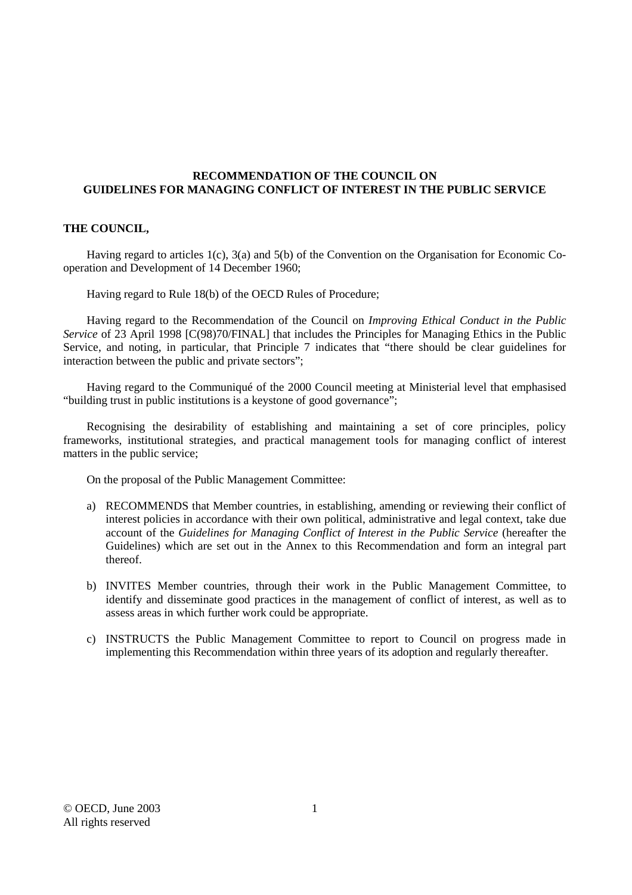**RECOMMENDATION OF THE COUNCIL ON GUIDELINES FOR MANAGING CONFLICT OF INTEREST IN THE PUBLIC SERVICE**

**THE COUNCIL,**

Having regard to articles 1(c), 3(a) and 5(b) of the Convention on the Organisation for Economic Co-operation and Development of 14 December 1960;

Having regard to Rule 18(b) of the OECD Rules of Procedure;

Having regard to the Recommendation of the Council on *Improving Ethical Conduct in the Public Service* of 23 April 1998 [C(98)70/FINAL] that includes the Principles for Managing Ethics in the Public Service, and noting, in particular, that Principle 7 indicates that "there should be clear guidelines for interaction between the public and private sectors";

Having regard to the Communiqué of the 2000 Council meeting at Ministerial level that emphasised "building trust in public institutions is a keystone of good governance";

Recognising the desirability of establishing and maintaining a set of core principles, policy frameworks, institutional strategies, and practical management tools for managing conflict of interest matters in the public service;

On the proposal of the Public Management Committee:

a) RECOMMENDS that Member countries, in establishing, amending or reviewing their conflict of interest policies in accordance with their own political, administrative and legal context, take due account of the *Guidelines for Managing Conflict of Interest in the Public Service* (hereafter the Guidelines) which are set out in the Annex to this Recommendation and form an integral part thereof.

b) INVITES Member countries, through their work in the Public Management Committee, to identify and disseminate good practices in the management of conflict of interest, as well as to assess areas in which further work could be appropriate.

c) INSTRUCTS the Public Management Committee to report to Council on progress made in implementing this Recommendation within three years of its adoption and regularly thereafter.

© OECD, June 2003
All rights reserved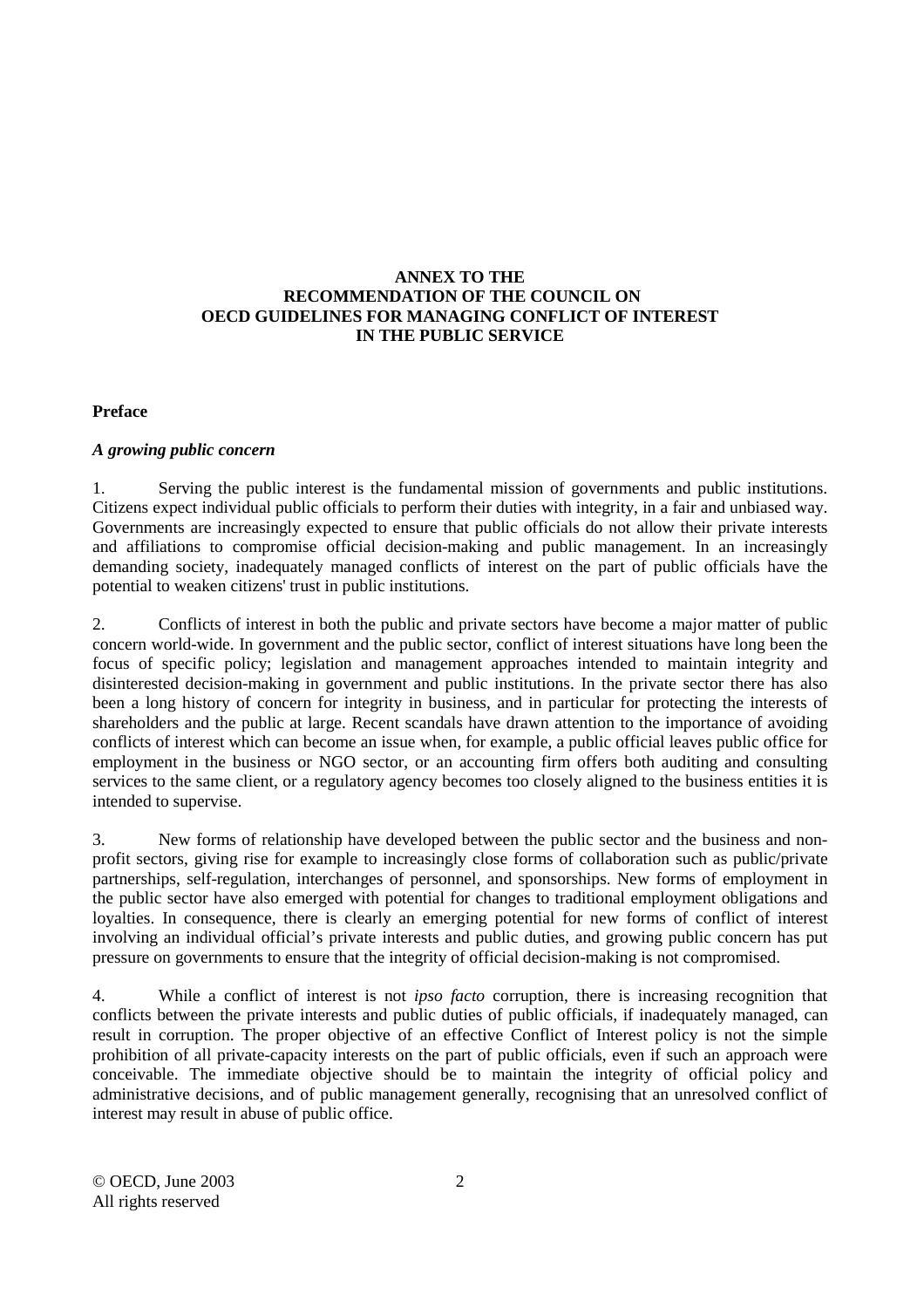# ANNEX TO THE RECOMMENDATION OF THE COUNCIL ON OECD GUIDELINES FOR MANAGING CONFLICT OF INTEREST IN THE PUBLIC SERVICE

## Preface

### *A growing public concern*

1. Serving the public interest is the fundamental mission of governments and public institutions. Citizens expect individual public officials to perform their duties with integrity, in a fair and unbiased way. Governments are increasingly expected to ensure that public officials do not allow their private interests and affiliations to compromise official decision-making and public management. In an increasingly demanding society, inadequately managed conflicts of interest on the part of public officials have the potential to weaken citizens' trust in public institutions.

2. Conflicts of interest in both the public and private sectors have become a major matter of public concern world-wide. In government and the public sector, conflict of interest situations have long been the focus of specific policy; legislation and management approaches intended to maintain integrity and disinterested decision-making in government and public institutions. In the private sector there has also been a long history of concern for integrity in business, and in particular for protecting the interests of shareholders and the public at large. Recent scandals have drawn attention to the importance of avoiding conflicts of interest which can become an issue when, for example, a public official leaves public office for employment in the business or NGO sector, or an accounting firm offers both auditing and consulting services to the same client, or a regulatory agency becomes too closely aligned to the business entities it is intended to supervise.

3. New forms of relationship have developed between the public sector and the business and non-profit sectors, giving rise for example to increasingly close forms of collaboration such as public/private partnerships, self-regulation, interchanges of personnel, and sponsorships. New forms of employment in the public sector have also emerged with potential for changes to traditional employment obligations and loyalties. In consequence, there is clearly an emerging potential for new forms of conflict of interest involving an individual official's private interests and public duties, and growing public concern has put pressure on governments to ensure that the integrity of official decision-making is not compromised.

4. While a conflict of interest is not *ipso facto* corruption, there is increasing recognition that conflicts between the private interests and public duties of public officials, if inadequately managed, can result in corruption. The proper objective of an effective Conflict of Interest policy is not the simple prohibition of all private-capacity interests on the part of public officials, even if such an approach were conceivable. The immediate objective should be to maintain the integrity of official policy and administrative decisions, and of public management generally, recognising that an unresolved conflict of interest may result in abuse of public office.

© OECD, June 2003
All rights reserved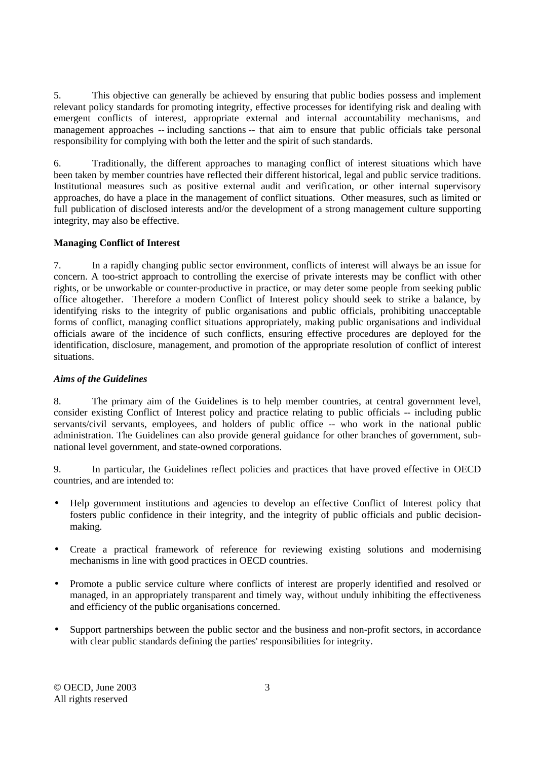5. This objective can generally be achieved by ensuring that public bodies possess and implement relevant policy standards for promoting integrity, effective processes for identifying risk and dealing with emergent conflicts of interest, appropriate external and internal accountability mechanisms, and management approaches -- including sanctions -- that aim to ensure that public officials take personal responsibility for complying with both the letter and the spirit of such standards.

6. Traditionally, the different approaches to managing conflict of interest situations which have been taken by member countries have reflected their different historical, legal and public service traditions. Institutional measures such as positive external audit and verification, or other internal supervisory approaches, do have a place in the management of conflict situations. Other measures, such as limited or full publication of disclosed interests and/or the development of a strong management culture supporting integrity, may also be effective.

**Managing Conflict of Interest**

7. In a rapidly changing public sector environment, conflicts of interest will always be an issue for concern. A too-strict approach to controlling the exercise of private interests may be conflict with other rights, or be unworkable or counter-productive in practice, or may deter some people from seeking public office altogether. Therefore a modern Conflict of Interest policy should seek to strike a balance, by identifying risks to the integrity of public organisations and public officials, prohibiting unacceptable forms of conflict, managing conflict situations appropriately, making public organisations and individual officials aware of the incidence of such conflicts, ensuring effective procedures are deployed for the identification, disclosure, management, and promotion of the appropriate resolution of conflict of interest situations.

***Aims of the Guidelines***

8. The primary aim of the Guidelines is to help member countries, at central government level, consider existing Conflict of Interest policy and practice relating to public officials -- including public servants/civil servants, employees, and holders of public office -- who work in the national public administration. The Guidelines can also provide general guidance for other branches of government, sub-national level government, and state-owned corporations.

9. In particular, the Guidelines reflect policies and practices that have proved effective in OECD countries, and are intended to:

- Help government institutions and agencies to develop an effective Conflict of Interest policy that fosters public confidence in their integrity, and the integrity of public officials and public decision-making.
- Create a practical framework of reference for reviewing existing solutions and modernising mechanisms in line with good practices in OECD countries.
- Promote a public service culture where conflicts of interest are properly identified and resolved or managed, in an appropriately transparent and timely way, without unduly inhibiting the effectiveness and efficiency of the public organisations concerned.
- Support partnerships between the public sector and the business and non-profit sectors, in accordance with clear public standards defining the parties' responsibilities for integrity.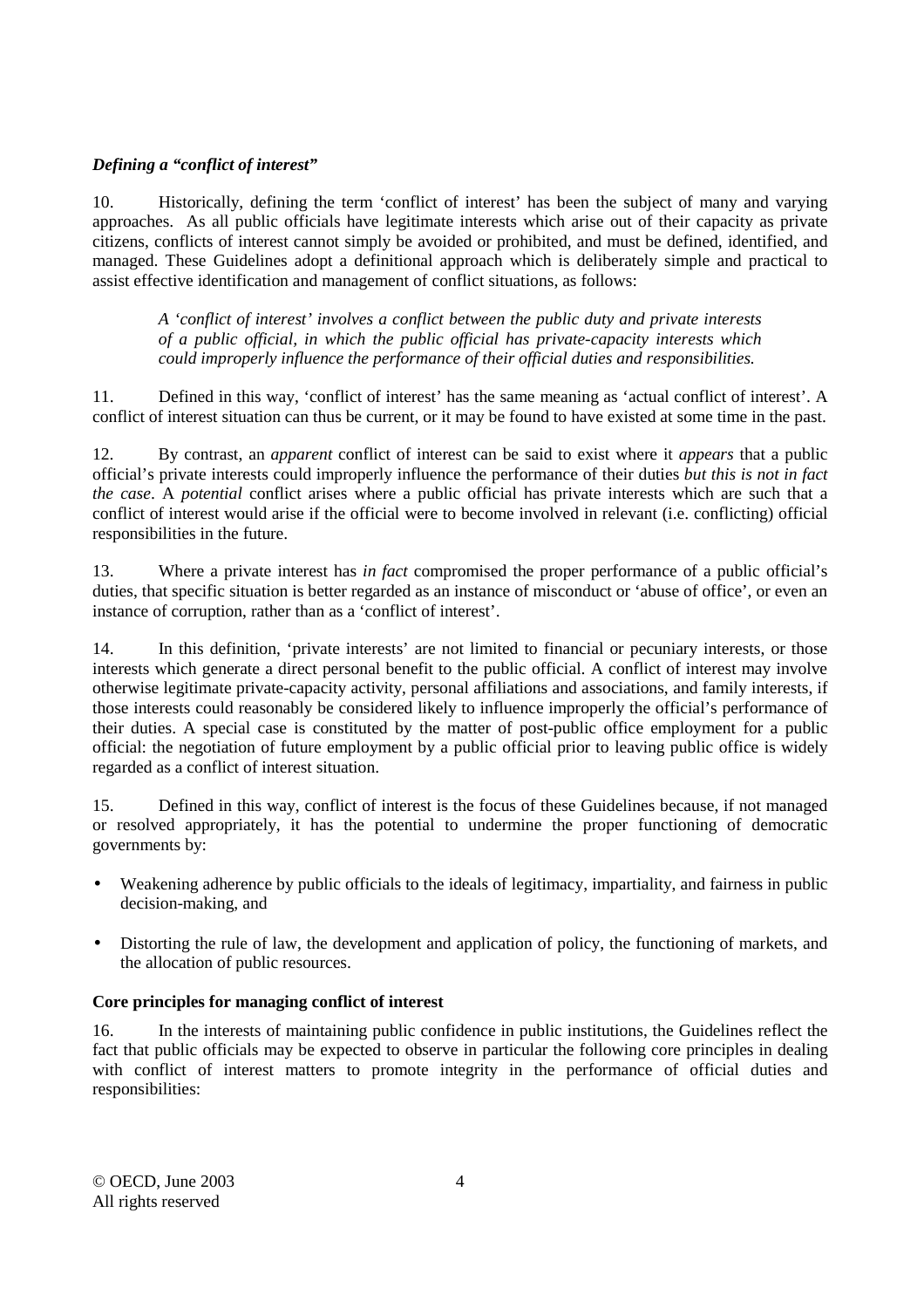### *Defining a "conflict of interest"*

10. Historically, defining the term 'conflict of interest' has been the subject of many and varying approaches. As all public officials have legitimate interests which arise out of their capacity as private citizens, conflicts of interest cannot simply be avoided or prohibited, and must be defined, identified, and managed. These Guidelines adopt a definitional approach which is deliberately simple and practical to assist effective identification and management of conflict situations, as follows:

> *A 'conflict of interest' involves a conflict between the public duty and private interests of a public official, in which the public official has private-capacity interests which could improperly influence the performance of their official duties and responsibilities.*

11. Defined in this way, 'conflict of interest' has the same meaning as 'actual conflict of interest'. A conflict of interest situation can thus be current, or it may be found to have existed at some time in the past.

12. By contrast, an *apparent* conflict of interest can be said to exist where it *appears* that a public official's private interests could improperly influence the performance of their duties *but this is not in fact the case*. A *potential* conflict arises where a public official has private interests which are such that a conflict of interest would arise if the official were to become involved in relevant (i.e. conflicting) official responsibilities in the future.

13. Where a private interest has *in fact* compromised the proper performance of a public official's duties, that specific situation is better regarded as an instance of misconduct or 'abuse of office', or even an instance of corruption, rather than as a 'conflict of interest'.

14. In this definition, 'private interests' are not limited to financial or pecuniary interests, or those interests which generate a direct personal benefit to the public official. A conflict of interest may involve otherwise legitimate private-capacity activity, personal affiliations and associations, and family interests, if those interests could reasonably be considered likely to influence improperly the official's performance of their duties. A special case is constituted by the matter of post-public office employment for a public official: the negotiation of future employment by a public official prior to leaving public office is widely regarded as a conflict of interest situation.

15. Defined in this way, conflict of interest is the focus of these Guidelines because, if not managed or resolved appropriately, it has the potential to undermine the proper functioning of democratic governments by:

- Weakening adherence by public officials to the ideals of legitimacy, impartiality, and fairness in public decision-making, and
- Distorting the rule of law, the development and application of policy, the functioning of markets, and the allocation of public resources.

### **Core principles for managing conflict of interest**

16. In the interests of maintaining public confidence in public institutions, the Guidelines reflect the fact that public officials may be expected to observe in particular the following core principles in dealing with conflict of interest matters to promote integrity in the performance of official duties and responsibilities: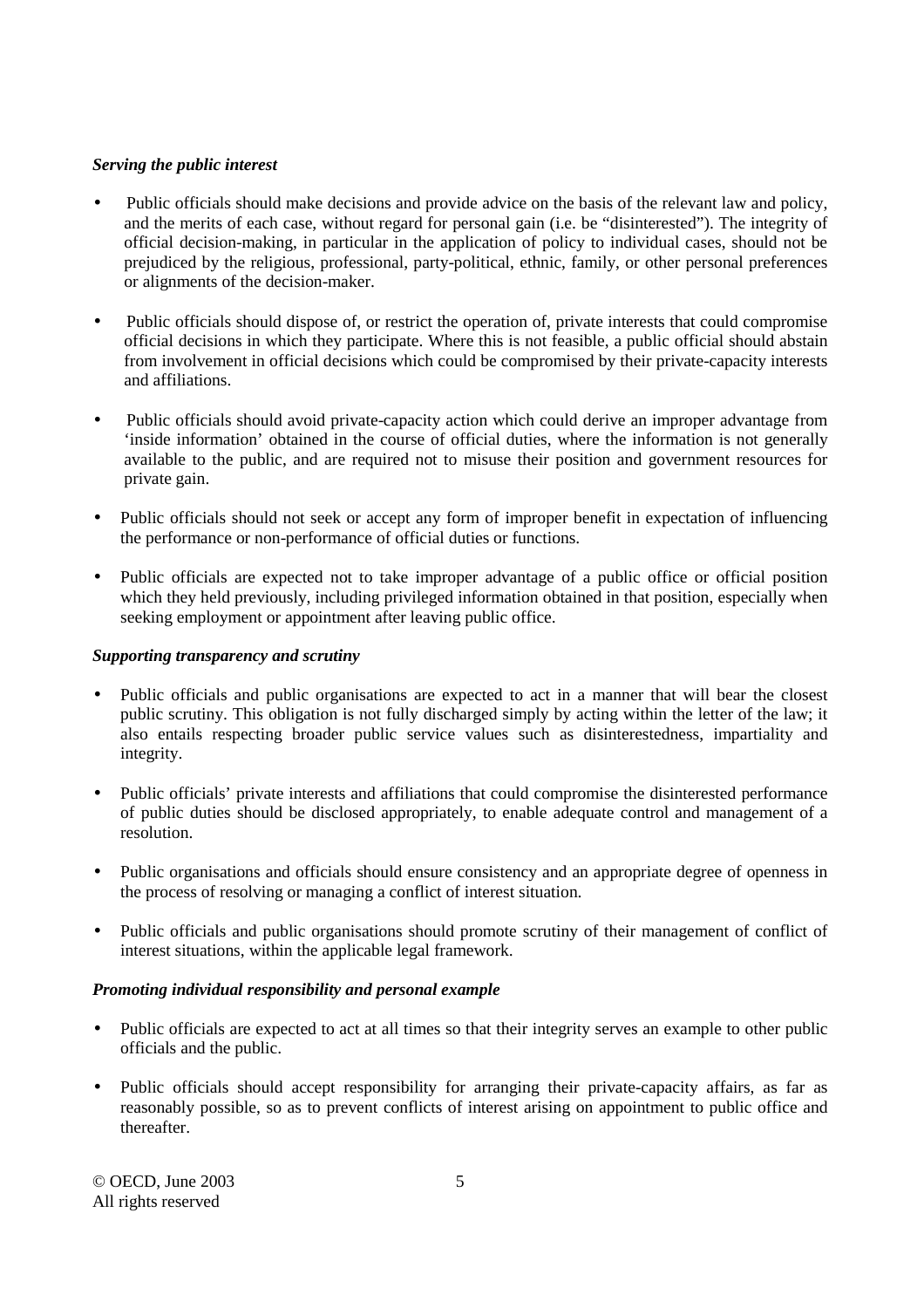***Serving the public interest***

- Public officials should make decisions and provide advice on the basis of the relevant law and policy, and the merits of each case, without regard for personal gain (i.e. be "disinterested"). The integrity of official decision-making, in particular in the application of policy to individual cases, should not be prejudiced by the religious, professional, party-political, ethnic, family, or other personal preferences or alignments of the decision-maker.

- Public officials should dispose of, or restrict the operation of, private interests that could compromise official decisions in which they participate. Where this is not feasible, a public official should abstain from involvement in official decisions which could be compromised by their private-capacity interests and affiliations.

- Public officials should avoid private-capacity action which could derive an improper advantage from 'inside information' obtained in the course of official duties, where the information is not generally available to the public, and are required not to misuse their position and government resources for private gain.

- Public officials should not seek or accept any form of improper benefit in expectation of influencing the performance or non-performance of official duties or functions.

- Public officials are expected not to take improper advantage of a public office or official position which they held previously, including privileged information obtained in that position, especially when seeking employment or appointment after leaving public office.

***Supporting transparency and scrutiny***

- Public officials and public organisations are expected to act in a manner that will bear the closest public scrutiny. This obligation is not fully discharged simply by acting within the letter of the law; it also entails respecting broader public service values such as disinterestedness, impartiality and integrity.

- Public officials' private interests and affiliations that could compromise the disinterested performance of public duties should be disclosed appropriately, to enable adequate control and management of a resolution.

- Public organisations and officials should ensure consistency and an appropriate degree of openness in the process of resolving or managing a conflict of interest situation.

- Public officials and public organisations should promote scrutiny of their management of conflict of interest situations, within the applicable legal framework.

***Promoting individual responsibility and personal example***

- Public officials are expected to act at all times so that their integrity serves an example to other public officials and the public.

- Public officials should accept responsibility for arranging their private-capacity affairs, as far as reasonably possible, so as to prevent conflicts of interest arising on appointment to public office and thereafter.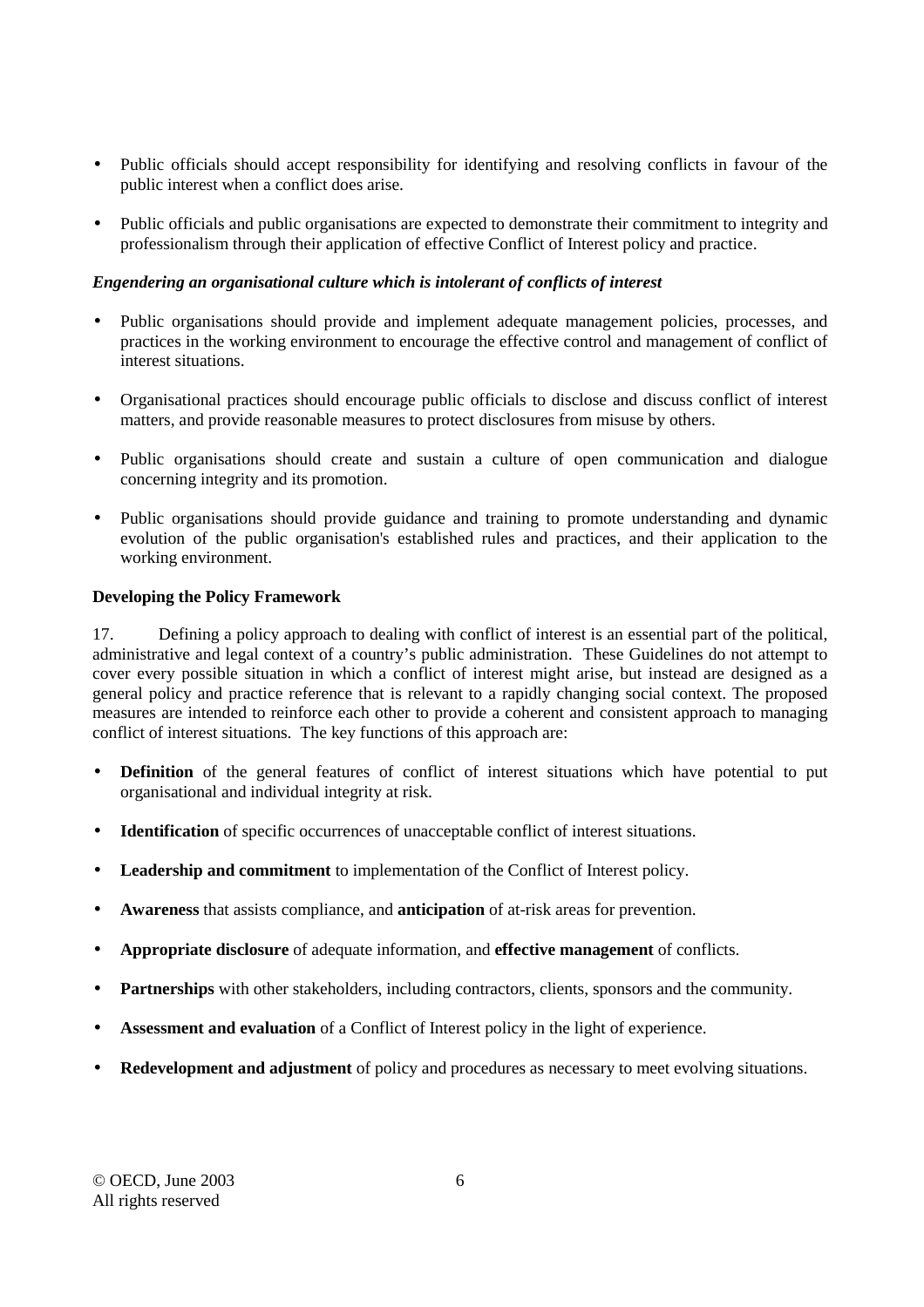- Public officials should accept responsibility for identifying and resolving conflicts in favour of the public interest when a conflict does arise.

- Public officials and public organisations are expected to demonstrate their commitment to integrity and professionalism through their application of effective Conflict of Interest policy and practice.

***Engendering an organisational culture which is intolerant of conflicts of interest***

- Public organisations should provide and implement adequate management policies, processes, and practices in the working environment to encourage the effective control and management of conflict of interest situations.

- Organisational practices should encourage public officials to disclose and discuss conflict of interest matters, and provide reasonable measures to protect disclosures from misuse by others.

- Public organisations should create and sustain a culture of open communication and dialogue concerning integrity and its promotion.

- Public organisations should provide guidance and training to promote understanding and dynamic evolution of the public organisation's established rules and practices, and their application to the working environment.

**Developing the Policy Framework**

17. Defining a policy approach to dealing with conflict of interest is an essential part of the political, administrative and legal context of a country's public administration. These Guidelines do not attempt to cover every possible situation in which a conflict of interest might arise, but instead are designed as a general policy and practice reference that is relevant to a rapidly changing social context. The proposed measures are intended to reinforce each other to provide a coherent and consistent approach to managing conflict of interest situations. The key functions of this approach are:

- **Definition** of the general features of conflict of interest situations which have potential to put organisational and individual integrity at risk.

- **Identification** of specific occurrences of unacceptable conflict of interest situations.

- **Leadership and commitment** to implementation of the Conflict of Interest policy.

- **Awareness** that assists compliance, and **anticipation** of at-risk areas for prevention.

- **Appropriate disclosure** of adequate information, and **effective management** of conflicts.

- **Partnerships** with other stakeholders, including contractors, clients, sponsors and the community.

- **Assessment and evaluation** of a Conflict of Interest policy in the light of experience.

- **Redevelopment and adjustment** of policy and procedures as necessary to meet evolving situations.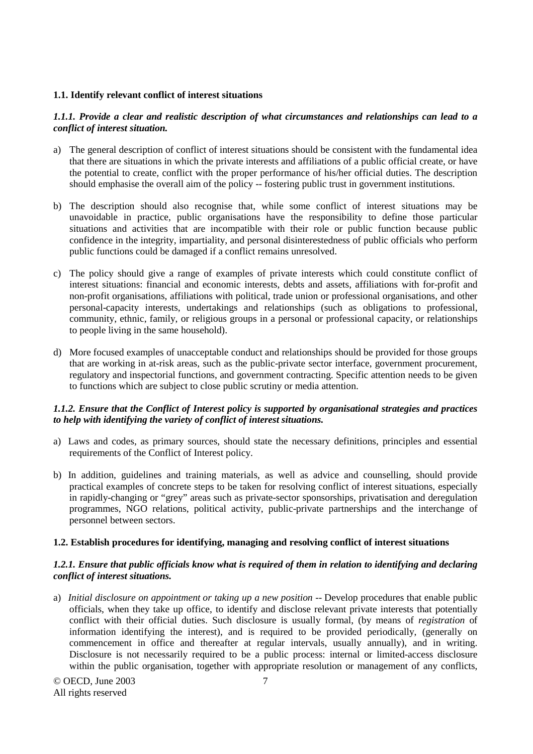**1.1. Identify relevant conflict of interest situations**

***1.1.1. Provide a clear and realistic description of what circumstances and relationships can lead to a conflict of interest situation.***

a) The general description of conflict of interest situations should be consistent with the fundamental idea that there are situations in which the private interests and affiliations of a public official create, or have the potential to create, conflict with the proper performance of his/her official duties. The description should emphasise the overall aim of the policy -- fostering public trust in government institutions.

b) The description should also recognise that, while some conflict of interest situations may be unavoidable in practice, public organisations have the responsibility to define those particular situations and activities that are incompatible with their role or public function because public confidence in the integrity, impartiality, and personal disinterestedness of public officials who perform public functions could be damaged if a conflict remains unresolved.

c) The policy should give a range of examples of private interests which could constitute conflict of interest situations: financial and economic interests, debts and assets, affiliations with for-profit and non-profit organisations, affiliations with political, trade union or professional organisations, and other personal-capacity interests, undertakings and relationships (such as obligations to professional, community, ethnic, family, or religious groups in a personal or professional capacity, or relationships to people living in the same household).

d) More focused examples of unacceptable conduct and relationships should be provided for those groups that are working in at-risk areas, such as the public-private sector interface, government procurement, regulatory and inspectorial functions, and government contracting. Specific attention needs to be given to functions which are subject to close public scrutiny or media attention.

***1.1.2. Ensure that the Conflict of Interest policy is supported by organisational strategies and practices to help with identifying the variety of conflict of interest situations.***

a) Laws and codes, as primary sources, should state the necessary definitions, principles and essential requirements of the Conflict of Interest policy.

b) In addition, guidelines and training materials, as well as advice and counselling, should provide practical examples of concrete steps to be taken for resolving conflict of interest situations, especially in rapidly-changing or "grey" areas such as private-sector sponsorships, privatisation and deregulation programmes, NGO relations, political activity, public-private partnerships and the interchange of personnel between sectors.

**1.2. Establish procedures for identifying, managing and resolving conflict of interest situations**

***1.2.1. Ensure that public officials know what is required of them in relation to identifying and declaring conflict of interest situations.***

a) *Initial disclosure on appointment or taking up a new position* -- Develop procedures that enable public officials, when they take up office, to identify and disclose relevant private interests that potentially conflict with their official duties. Such disclosure is usually formal, (by means of *registration* of information identifying the interest), and is required to be provided periodically, (generally on commencement in office and thereafter at regular intervals, usually annually), and in writing. Disclosure is not necessarily required to be a public process: internal or limited-access disclosure within the public organisation, together with appropriate resolution or management of any conflicts,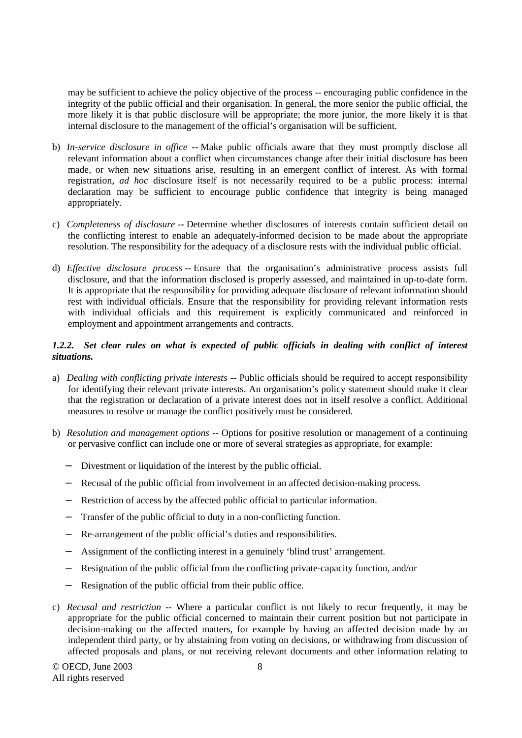may be sufficient to achieve the policy objective of the process -- encouraging public confidence in the integrity of the public official and their organisation. In general, the more senior the public official, the more likely it is that public disclosure will be appropriate; the more junior, the more likely it is that internal disclosure to the management of the official's organisation will be sufficient.

b) *In-service disclosure in office* **--** Make public officials aware that they must promptly disclose all relevant information about a conflict when circumstances change after their initial disclosure has been made, or when new situations arise, resulting in an emergent conflict of interest. As with formal registration, *ad hoc* disclosure itself is not necessarily required to be a public process: internal declaration may be sufficient to encourage public confidence that integrity is being managed appropriately.

c) *Completeness of disclosure* **--** Determine whether disclosures of interests contain sufficient detail on the conflicting interest to enable an adequately-informed decision to be made about the appropriate resolution. The responsibility for the adequacy of a disclosure rests with the individual public official.

d) *Effective disclosure process* **--** Ensure that the organisation's administrative process assists full disclosure, and that the information disclosed is properly assessed, and maintained in up-to-date form. It is appropriate that the responsibility for providing adequate disclosure of relevant information should rest with individual officials. Ensure that the responsibility for providing relevant information rests with individual officials and this requirement is explicitly communicated and reinforced in employment and appointment arrangements and contracts.

### *1.2.2. Set clear rules on what is expected of public officials in dealing with conflict of interest situations.*

a) *Dealing with conflicting private interests* -- Public officials should be required to accept responsibility for identifying their relevant private interests. An organisation's policy statement should make it clear that the registration or declaration of a private interest does not in itself resolve a conflict. Additional measures to resolve or manage the conflict positively must be considered.

b) *Resolution and management options* -- Options for positive resolution or management of a continuing or pervasive conflict can include one or more of several strategies as appropriate, for example:

- Divestment or liquidation of the interest by the public official.
- Recusal of the public official from involvement in an affected decision-making process.
- Restriction of access by the affected public official to particular information.
- Transfer of the public official to duty in a non-conflicting function.
- Re-arrangement of the public official's duties and responsibilities.
- Assignment of the conflicting interest in a genuinely 'blind trust' arrangement.
- Resignation of the public official from the conflicting private-capacity function, and/or
- Resignation of the public official from their public office.

c) *Recusal and restriction* **--** Where a particular conflict is not likely to recur frequently, it may be appropriate for the public official concerned to maintain their current position but not participate in decision-making on the affected matters, for example by having an affected decision made by an independent third party, or by abstaining from voting on decisions, or withdrawing from discussion of affected proposals and plans, or not receiving relevant documents and other information relating to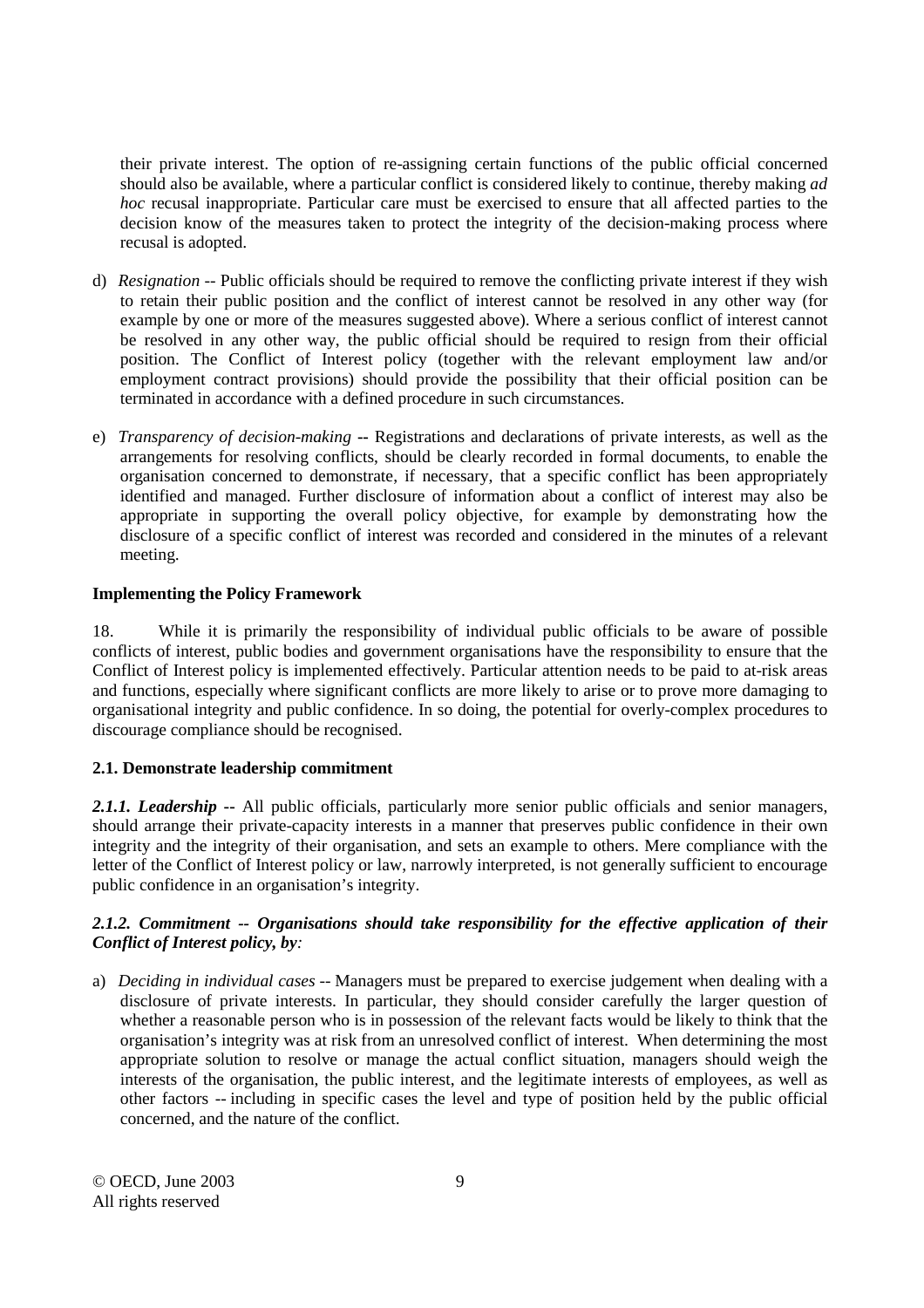their private interest. The option of re-assigning certain functions of the public official concerned should also be available, where a particular conflict is considered likely to continue, thereby making *ad hoc* recusal inappropriate. Particular care must be exercised to ensure that all affected parties to the decision know of the measures taken to protect the integrity of the decision-making process where recusal is adopted.

d) *Resignation* -- Public officials should be required to remove the conflicting private interest if they wish to retain their public position and the conflict of interest cannot be resolved in any other way (for example by one or more of the measures suggested above). Where a serious conflict of interest cannot be resolved in any other way, the public official should be required to resign from their official position. The Conflict of Interest policy (together with the relevant employment law and/or employment contract provisions) should provide the possibility that their official position can be terminated in accordance with a defined procedure in such circumstances.

e) *Transparency of decision-making* -- Registrations and declarations of private interests, as well as the arrangements for resolving conflicts, should be clearly recorded in formal documents, to enable the organisation concerned to demonstrate, if necessary, that a specific conflict has been appropriately identified and managed. Further disclosure of information about a conflict of interest may also be appropriate in supporting the overall policy objective, for example by demonstrating how the disclosure of a specific conflict of interest was recorded and considered in the minutes of a relevant meeting.

**Implementing the Policy Framework**

18. While it is primarily the responsibility of individual public officials to be aware of possible conflicts of interest, public bodies and government organisations have the responsibility to ensure that the Conflict of Interest policy is implemented effectively. Particular attention needs to be paid to at-risk areas and functions, especially where significant conflicts are more likely to arise or to prove more damaging to organisational integrity and public confidence. In so doing, the potential for overly-complex procedures to discourage compliance should be recognised.

**2.1. Demonstrate leadership commitment**

***2.1.1. Leadership --*** All public officials, particularly more senior public officials and senior managers, should arrange their private-capacity interests in a manner that preserves public confidence in their own integrity and the integrity of their organisation, and sets an example to others. Mere compliance with the letter of the Conflict of Interest policy or law, narrowly interpreted, is not generally sufficient to encourage public confidence in an organisation's integrity.

***2.1.2. Commitment -- Organisations should take responsibility for the effective application of their Conflict of Interest policy, by:***

a) *Deciding in individual cases* -- Managers must be prepared to exercise judgement when dealing with a disclosure of private interests. In particular, they should consider carefully the larger question of whether a reasonable person who is in possession of the relevant facts would be likely to think that the organisation's integrity was at risk from an unresolved conflict of interest. When determining the most appropriate solution to resolve or manage the actual conflict situation, managers should weigh the interests of the organisation, the public interest, and the legitimate interests of employees, as well as other factors -- including in specific cases the level and type of position held by the public official concerned, and the nature of the conflict.

© OECD, June 2003
All rights reserved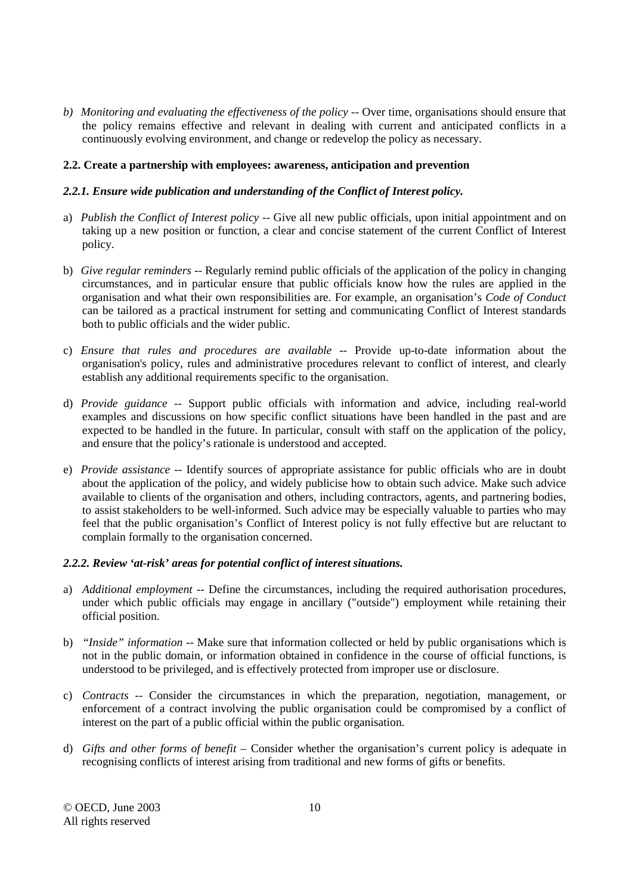b) *Monitoring and evaluating the effectiveness of the policy* -- Over time, organisations should ensure that the policy remains effective and relevant in dealing with current and anticipated conflicts in a continuously evolving environment, and change or redevelop the policy as necessary.

**2.2. Create a partnership with employees: awareness, anticipation and prevention**

***2.2.1. Ensure wide publication and understanding of the Conflict of Interest policy.***

a) *Publish the Conflict of Interest policy* -- Give all new public officials, upon initial appointment and on taking up a new position or function, a clear and concise statement of the current Conflict of Interest policy.

b) *Give regular reminders* -- Regularly remind public officials of the application of the policy in changing circumstances, and in particular ensure that public officials know how the rules are applied in the organisation and what their own responsibilities are. For example, an organisation's *Code of Conduct* can be tailored as a practical instrument for setting and communicating Conflict of Interest standards both to public officials and the wider public.

c) *Ensure that rules and procedures are available* -- Provide up-to-date information about the organisation's policy, rules and administrative procedures relevant to conflict of interest, and clearly establish any additional requirements specific to the organisation.

d) *Provide guidance* -- Support public officials with information and advice, including real-world examples and discussions on how specific conflict situations have been handled in the past and are expected to be handled in the future. In particular, consult with staff on the application of the policy, and ensure that the policy's rationale is understood and accepted.

e) *Provide assistance* -- Identify sources of appropriate assistance for public officials who are in doubt about the application of the policy, and widely publicise how to obtain such advice. Make such advice available to clients of the organisation and others, including contractors, agents, and partnering bodies, to assist stakeholders to be well-informed. Such advice may be especially valuable to parties who may feel that the public organisation's Conflict of Interest policy is not fully effective but are reluctant to complain formally to the organisation concerned.

***2.2.2. Review 'at-risk' areas for potential conflict of interest situations.***

a) *Additional employment* -- Define the circumstances, including the required authorisation procedures, under which public officials may engage in ancillary ("outside") employment while retaining their official position.

b) *"Inside" information* -- Make sure that information collected or held by public organisations which is not in the public domain, or information obtained in confidence in the course of official functions, is understood to be privileged, and is effectively protected from improper use or disclosure.

c) *Contracts* -- Consider the circumstances in which the preparation, negotiation, management, or enforcement of a contract involving the public organisation could be compromised by a conflict of interest on the part of a public official within the public organisation.

d) *Gifts and other forms of benefit* – Consider whether the organisation's current policy is adequate in recognising conflicts of interest arising from traditional and new forms of gifts or benefits.

© OECD, June 2003
All rights reserved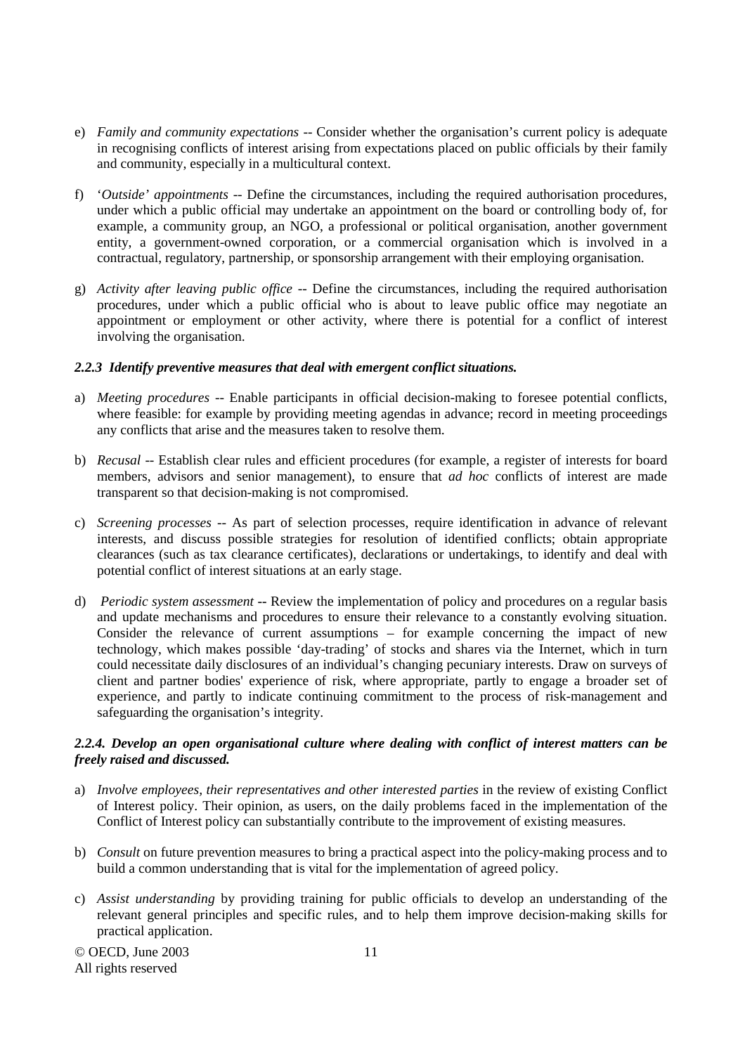e) *Family and community expectations* -- Consider whether the organisation's current policy is adequate in recognising conflicts of interest arising from expectations placed on public officials by their family and community, especially in a multicultural context.

f) '*Outside' appointments* -- Define the circumstances, including the required authorisation procedures, under which a public official may undertake an appointment on the board or controlling body of, for example, a community group, an NGO, a professional or political organisation, another government entity, a government-owned corporation, or a commercial organisation which is involved in a contractual, regulatory, partnership, or sponsorship arrangement with their employing organisation.

g) *Activity after leaving public office* -- Define the circumstances, including the required authorisation procedures, under which a public official who is about to leave public office may negotiate an appointment or employment or other activity, where there is potential for a conflict of interest involving the organisation.

#### *2.2.3 Identify preventive measures that deal with emergent conflict situations.*

a) *Meeting procedures* -- Enable participants in official decision-making to foresee potential conflicts, where feasible: for example by providing meeting agendas in advance; record in meeting proceedings any conflicts that arise and the measures taken to resolve them.

b) *Recusal* -- Establish clear rules and efficient procedures (for example, a register of interests for board members, advisors and senior management), to ensure that *ad hoc* conflicts of interest are made transparent so that decision-making is not compromised.

c) *Screening processes* -- As part of selection processes, require identification in advance of relevant interests, and discuss possible strategies for resolution of identified conflicts; obtain appropriate clearances (such as tax clearance certificates), declarations or undertakings, to identify and deal with potential conflict of interest situations at an early stage.

d) *Periodic system assessment* **--** Review the implementation of policy and procedures on a regular basis and update mechanisms and procedures to ensure their relevance to a constantly evolving situation. Consider the relevance of current assumptions – for example concerning the impact of new technology, which makes possible 'day-trading' of stocks and shares via the Internet, which in turn could necessitate daily disclosures of an individual's changing pecuniary interests. Draw on surveys of client and partner bodies' experience of risk, where appropriate, partly to engage a broader set of experience, and partly to indicate continuing commitment to the process of risk-management and safeguarding the organisation's integrity.

#### *2.2.4. Develop an open organisational culture where dealing with conflict of interest matters can be freely raised and discussed.*

a) *Involve employees, their representatives and other interested parties* in the review of existing Conflict of Interest policy. Their opinion, as users, on the daily problems faced in the implementation of the Conflict of Interest policy can substantially contribute to the improvement of existing measures.

b) *Consult* on future prevention measures to bring a practical aspect into the policy-making process and to build a common understanding that is vital for the implementation of agreed policy.

c) *Assist understanding* by providing training for public officials to develop an understanding of the relevant general principles and specific rules, and to help them improve decision-making skills for practical application.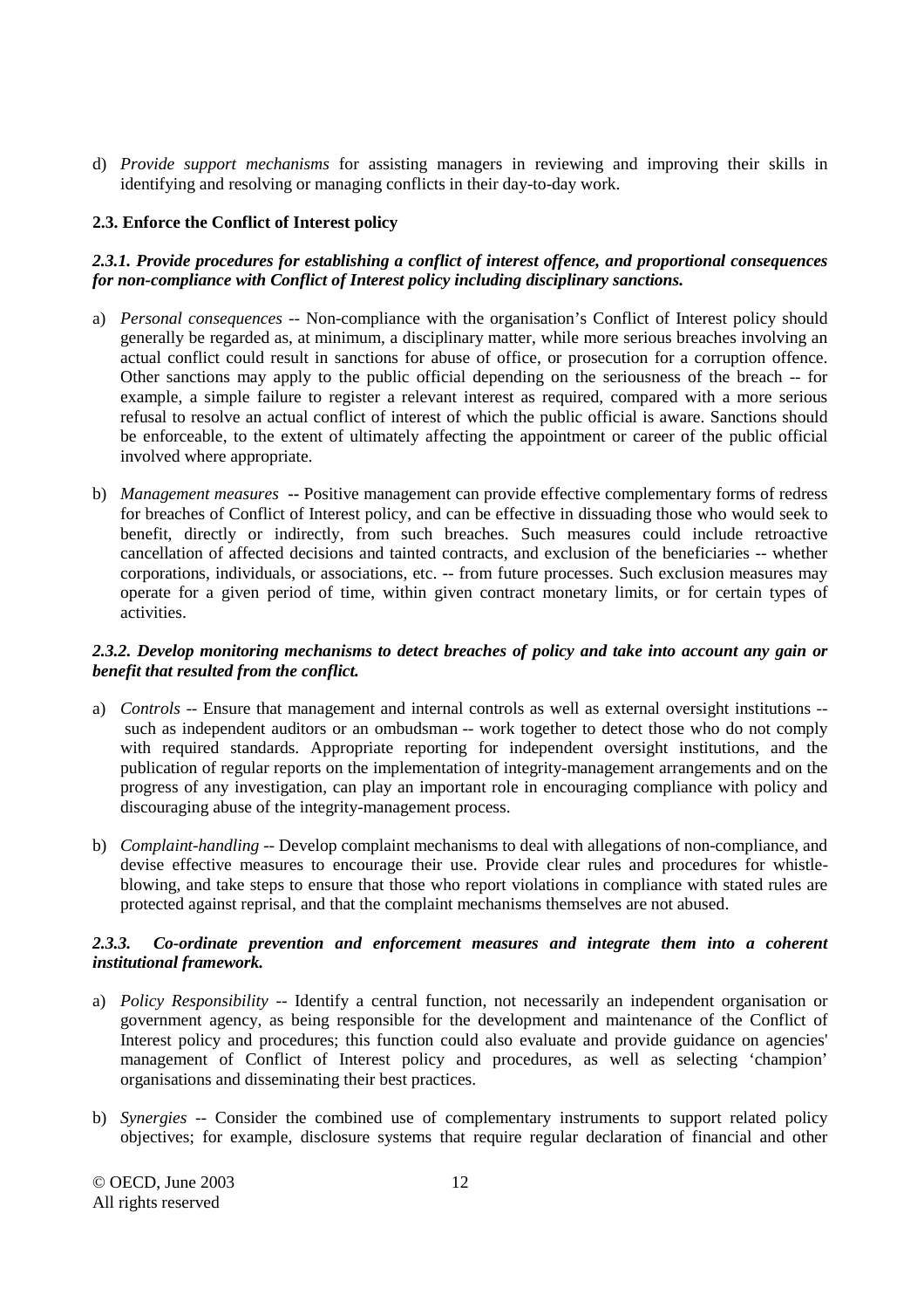d) *Provide support mechanisms* for assisting managers in reviewing and improving their skills in identifying and resolving or managing conflicts in their day-to-day work.

**2.3. Enforce the Conflict of Interest policy**

***2.3.1. Provide procedures for establishing a conflict of interest offence, and proportional consequences for non-compliance with Conflict of Interest policy including disciplinary sanctions.***

a) *Personal consequences* -- Non-compliance with the organisation's Conflict of Interest policy should generally be regarded as, at minimum, a disciplinary matter, while more serious breaches involving an actual conflict could result in sanctions for abuse of office, or prosecution for a corruption offence. Other sanctions may apply to the public official depending on the seriousness of the breach -- for example, a simple failure to register a relevant interest as required, compared with a more serious refusal to resolve an actual conflict of interest of which the public official is aware. Sanctions should be enforceable, to the extent of ultimately affecting the appointment or career of the public official involved where appropriate.

b) *Management measures* **--** Positive management can provide effective complementary forms of redress for breaches of Conflict of Interest policy, and can be effective in dissuading those who would seek to benefit, directly or indirectly, from such breaches. Such measures could include retroactive cancellation of affected decisions and tainted contracts, and exclusion of the beneficiaries -- whether corporations, individuals, or associations, etc. -- from future processes. Such exclusion measures may operate for a given period of time, within given contract monetary limits, or for certain types of activities.

***2.3.2. Develop monitoring mechanisms to detect breaches of policy and take into account any gain or benefit that resulted from the conflict.***

a) *Controls* -- Ensure that management and internal controls as well as external oversight institutions -- such as independent auditors or an ombudsman -- work together to detect those who do not comply with required standards. Appropriate reporting for independent oversight institutions, and the publication of regular reports on the implementation of integrity-management arrangements and on the progress of any investigation, can play an important role in encouraging compliance with policy and discouraging abuse of the integrity-management process.

b) *Complaint-handling* -- Develop complaint mechanisms to deal with allegations of non-compliance, and devise effective measures to encourage their use. Provide clear rules and procedures for whistle-blowing, and take steps to ensure that those who report violations in compliance with stated rules are protected against reprisal, and that the complaint mechanisms themselves are not abused.

***2.3.3. Co-ordinate prevention and enforcement measures and integrate them into a coherent institutional framework.***

a) *Policy Responsibility* -- Identify a central function, not necessarily an independent organisation or government agency, as being responsible for the development and maintenance of the Conflict of Interest policy and procedures; this function could also evaluate and provide guidance on agencies' management of Conflict of Interest policy and procedures, as well as selecting 'champion' organisations and disseminating their best practices.

b) *Synergies* -- Consider the combined use of complementary instruments to support related policy objectives; for example, disclosure systems that require regular declaration of financial and other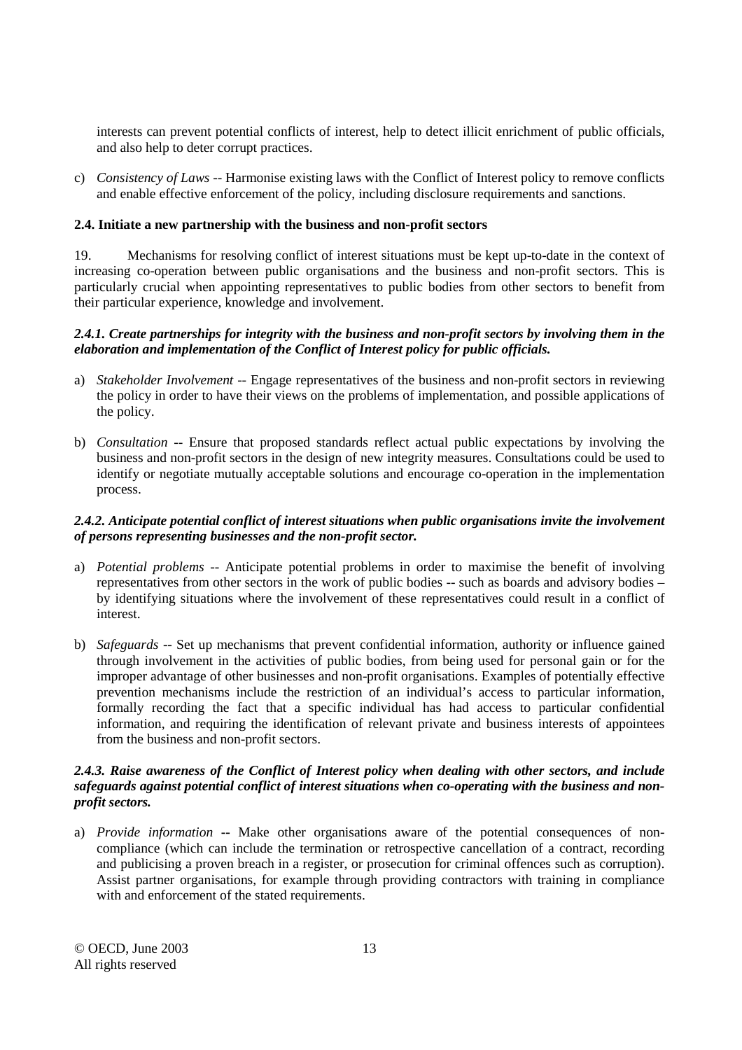interests can prevent potential conflicts of interest, help to detect illicit enrichment of public officials, and also help to deter corrupt practices.

c) *Consistency of Laws* -- Harmonise existing laws with the Conflict of Interest policy to remove conflicts and enable effective enforcement of the policy, including disclosure requirements and sanctions.

### 2.4. Initiate a new partnership with the business and non-profit sectors

19. Mechanisms for resolving conflict of interest situations must be kept up-to-date in the context of increasing co-operation between public organisations and the business and non-profit sectors. This is particularly crucial when appointing representatives to public bodies from other sectors to benefit from their particular experience, knowledge and involvement.

#### *2.4.1. Create partnerships for integrity with the business and non-profit sectors by involving them in the elaboration and implementation of the Conflict of Interest policy for public officials.*

a) *Stakeholder Involvement* -- Engage representatives of the business and non-profit sectors in reviewing the policy in order to have their views on the problems of implementation, and possible applications of the policy.

b) *Consultation* -- Ensure that proposed standards reflect actual public expectations by involving the business and non-profit sectors in the design of new integrity measures. Consultations could be used to identify or negotiate mutually acceptable solutions and encourage co-operation in the implementation process.

#### *2.4.2. Anticipate potential conflict of interest situations when public organisations invite the involvement of persons representing businesses and the non-profit sector.*

a) *Potential problems* -- Anticipate potential problems in order to maximise the benefit of involving representatives from other sectors in the work of public bodies -- such as boards and advisory bodies – by identifying situations where the involvement of these representatives could result in a conflict of interest.

b) *Safeguards* -- Set up mechanisms that prevent confidential information, authority or influence gained through involvement in the activities of public bodies, from being used for personal gain or for the improper advantage of other businesses and non-profit organisations. Examples of potentially effective prevention mechanisms include the restriction of an individual's access to particular information, formally recording the fact that a specific individual has had access to particular confidential information, and requiring the identification of relevant private and business interests of appointees from the business and non-profit sectors.

#### *2.4.3. Raise awareness of the Conflict of Interest policy when dealing with other sectors, and include safeguards against potential conflict of interest situations when co-operating with the business and non-profit sectors.*

a) *Provide information* -- Make other organisations aware of the potential consequences of non-compliance (which can include the termination or retrospective cancellation of a contract, recording and publicising a proven breach in a register, or prosecution for criminal offences such as corruption). Assist partner organisations, for example through providing contractors with training in compliance with and enforcement of the stated requirements.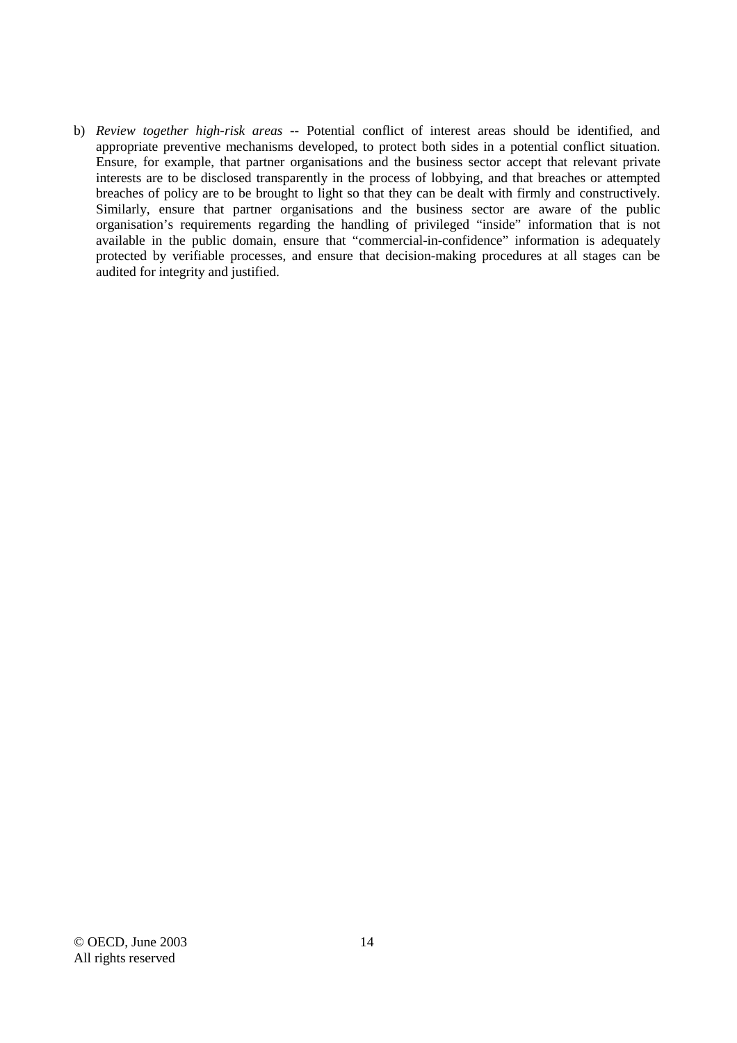b) *Review together high-risk areas* -- Potential conflict of interest areas should be identified, and appropriate preventive mechanisms developed, to protect both sides in a potential conflict situation. Ensure, for example, that partner organisations and the business sector accept that relevant private interests are to be disclosed transparently in the process of lobbying, and that breaches or attempted breaches of policy are to be brought to light so that they can be dealt with firmly and constructively. Similarly, ensure that partner organisations and the business sector are aware of the public organisation's requirements regarding the handling of privileged "inside" information that is not available in the public domain, ensure that "commercial-in-confidence" information is adequately protected by verifiable processes, and ensure that decision-making procedures at all stages can be audited for integrity and justified.